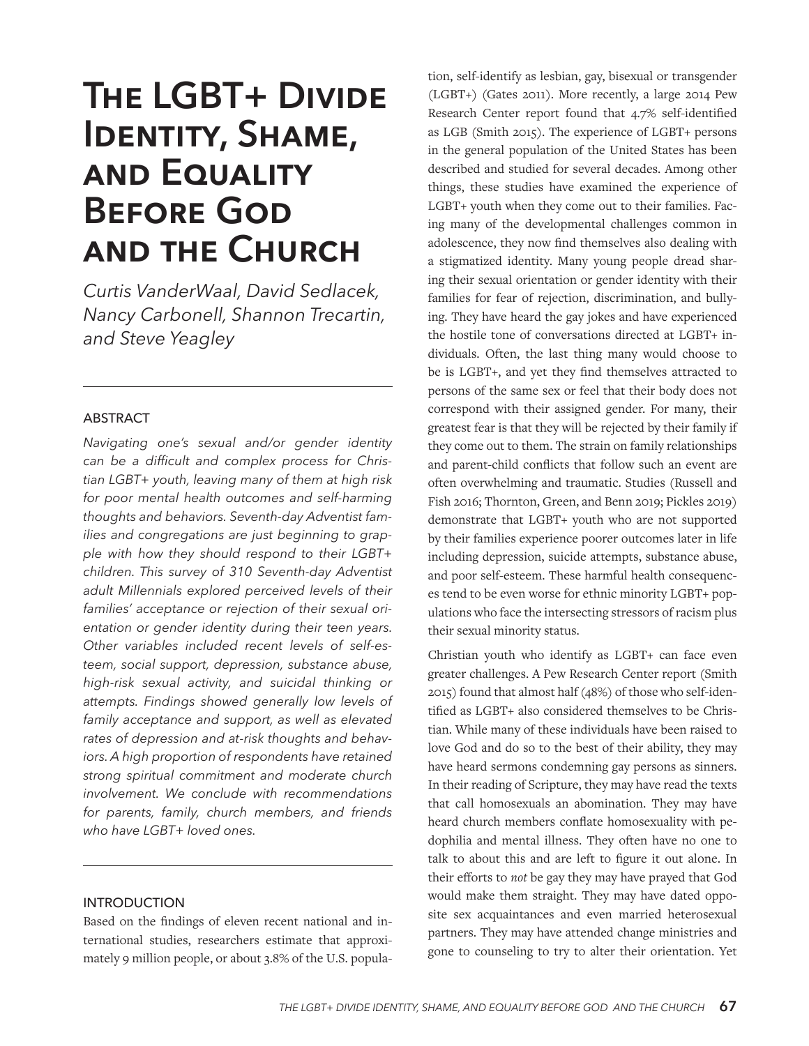# The LGBT+ Divide Identity, Shame, and Equality Before God and the Church

*Curtis VanderWaal, David Sedlacek, Nancy Carbonell, Shannon Trecartin, and Steve Yeagley*

## ABSTRACT

*Navigating one's sexual and/or gender identity can be a difficult and complex process for Christian LGBT+ youth, leaving many of them at high risk for poor mental health outcomes and self-harming thoughts and behaviors. Seventh-day Adventist families and congregations are just beginning to grapple with how they should respond to their LGBT+ children. This survey of 310 Seventh-day Adventist adult Millennials explored perceived levels of their families' acceptance or rejection of their sexual orientation or gender identity during their teen years. Other variables included recent levels of self-esteem, social support, depression, substance abuse, high-risk sexual activity, and suicidal thinking or attempts. Findings showed generally low levels of family acceptance and support, as well as elevated rates of depression and at-risk thoughts and behaviors. A high proportion of respondents have retained strong spiritual commitment and moderate church involvement. We conclude with recommendations for parents, family, church members, and friends who have LGBT+ loved ones.*

## INTRODUCTION

Based on the findings of eleven recent national and international studies, researchers estimate that approximately 9 million people, or about 3.8% of the U.S. population, self-identify as lesbian, gay, bisexual or transgender (LGBT+) (Gates 2011). More recently, a large 2014 Pew Research Center report found that 4.7% self-identified as LGB (Smith 2015). The experience of LGBT+ persons in the general population of the United States has been described and studied for several decades. Among other things, these studies have examined the experience of LGBT+ youth when they come out to their families. Facing many of the developmental challenges common in adolescence, they now find themselves also dealing with a stigmatized identity. Many young people dread sharing their sexual orientation or gender identity with their families for fear of rejection, discrimination, and bullying. They have heard the gay jokes and have experienced the hostile tone of conversations directed at LGBT+ individuals. Often, the last thing many would choose to be is LGBT+, and yet they find themselves attracted to persons of the same sex or feel that their body does not correspond with their assigned gender. For many, their greatest fear is that they will be rejected by their family if they come out to them. The strain on family relationships and parent-child conflicts that follow such an event are often overwhelming and traumatic. Studies (Russell and Fish 2016; Thornton, Green, and Benn 2019; Pickles 2019) demonstrate that LGBT+ youth who are not supported by their families experience poorer outcomes later in life including depression, suicide attempts, substance abuse, and poor self-esteem. These harmful health consequences tend to be even worse for ethnic minority LGBT+ populations who face the intersecting stressors of racism plus their sexual minority status.

Christian youth who identify as LGBT+ can face even greater challenges. A Pew Research Center report (Smith 2015) found that almost half (48%) of those who self-identified as LGBT+ also considered themselves to be Christian. While many of these individuals have been raised to love God and do so to the best of their ability, they may have heard sermons condemning gay persons as sinners. In their reading of Scripture, they may have read the texts that call homosexuals an abomination. They may have heard church members conflate homosexuality with pedophilia and mental illness. They often have no one to talk to about this and are left to figure it out alone. In their efforts to *not* be gay they may have prayed that God would make them straight. They may have dated opposite sex acquaintances and even married heterosexual partners. They may have attended change ministries and gone to counseling to try to alter their orientation. Yet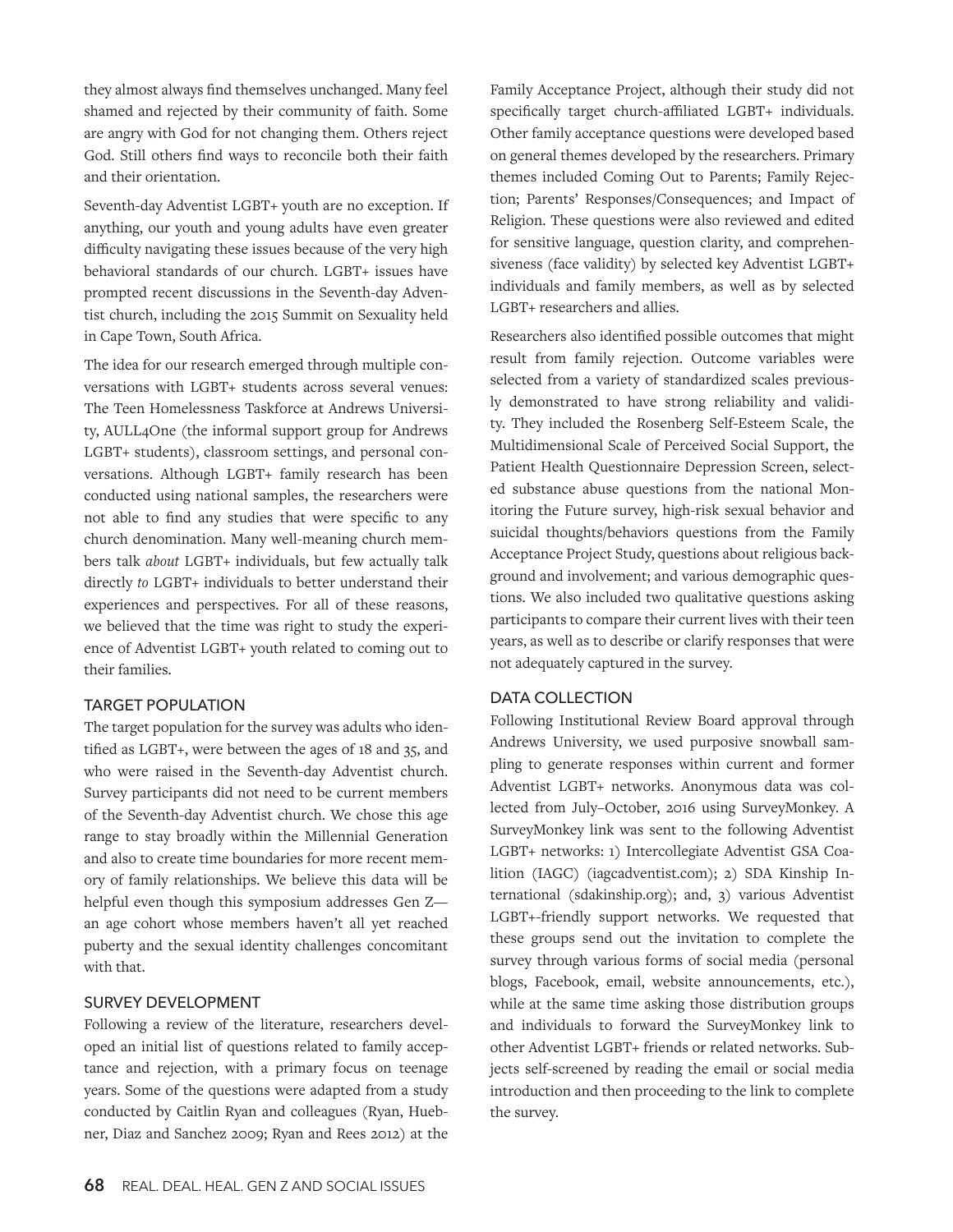they almost always find themselves unchanged. Many feel shamed and rejected by their community of faith. Some are angry with God for not changing them. Others reject God. Still others find ways to reconcile both their faith and their orientation.

Seventh-day Adventist LGBT+ youth are no exception. If anything, our youth and young adults have even greater difficulty navigating these issues because of the very high behavioral standards of our church. LGBT+ issues have prompted recent discussions in the Seventh-day Adventist church, including the 2015 Summit on Sexuality held in Cape Town, South Africa.

The idea for our research emerged through multiple conversations with LGBT+ students across several venues: The Teen Homelessness Taskforce at Andrews University, AULL4One (the informal support group for Andrews LGBT+ students), classroom settings, and personal conversations. Although LGBT+ family research has been conducted using national samples, the researchers were not able to find any studies that were specific to any church denomination. Many well-meaning church members talk *about* LGBT+ individuals, but few actually talk directly *to* LGBT+ individuals to better understand their experiences and perspectives. For all of these reasons, we believed that the time was right to study the experience of Adventist LGBT+ youth related to coming out to their families.

## TARGET POPULATION

The target population for the survey was adults who identified as LGBT+, were between the ages of 18 and 35, and who were raised in the Seventh-day Adventist church. Survey participants did not need to be current members of the Seventh-day Adventist church. We chose this age range to stay broadly within the Millennial Generation and also to create time boundaries for more recent memory of family relationships. We believe this data will be helpful even though this symposium addresses Gen Z—an age cohort whose members haven't all yet reached puberty and the sexual identity challenges concomitant with that.

## SURVEY DEVELOPMENT

Following a review of the literature, researchers developed an initial list of questions related to family acceptance and rejection, with a primary focus on teenage years. Some of the questions were adapted from a study conducted by Caitlin Ryan and colleagues (Ryan, Huebner, Diaz and Sanchez 2009; Ryan and Rees 2012) at the Family Acceptance Project, although their study did not specifically target church-affiliated LGBT+ individuals. Other family acceptance questions were developed based on general themes developed by the researchers. Primary themes included Coming Out to Parents; Family Rejection; Parents' Responses/Consequences; and Impact of Religion. These questions were also reviewed and edited for sensitive language, question clarity, and comprehensiveness (face validity) by selected key Adventist LGBT+ individuals and family members, as well as by selected LGBT+ researchers and allies.

Researchers also identified possible outcomes that might result from family rejection. Outcome variables were selected from a variety of standardized scales previously demonstrated to have strong reliability and validity. They included the Rosenberg Self-Esteem Scale, the Multidimensional Scale of Perceived Social Support, the Patient Health Questionnaire Depression Screen, selected substance abuse questions from the national Monitoring the Future survey, high-risk sexual behavior and suicidal thoughts/behaviors questions from the Family Acceptance Project Study, questions about religious background and involvement; and various demographic questions. We also included two qualitative questions asking participants to compare their current lives with their teen years, as well as to describe or clarify responses that were not adequately captured in the survey.

## DATA COLLECTION

Following Institutional Review Board approval through Andrews University, we used purposive snowball sampling to generate responses within current and former Adventist LGBT+ networks. Anonymous data was collected from July–October, 2016 using SurveyMonkey. A SurveyMonkey link was sent to the following Adventist LGBT+ networks: 1) Intercollegiate Adventist GSA Coalition (IAGC) (iagcadventist.com); 2) SDA Kinship International (sdakinship.org); and, 3) various Adventist LGBT+-friendly support networks. We requested that these groups send out the invitation to complete the survey through various forms of social media (personal blogs, Facebook, email, website announcements, etc.), while at the same time asking those distribution groups and individuals to forward the SurveyMonkey link to other Adventist LGBT+ friends or related networks. Subjects self-screened by reading the email or social media introduction and then proceeding to the link to complete the survey.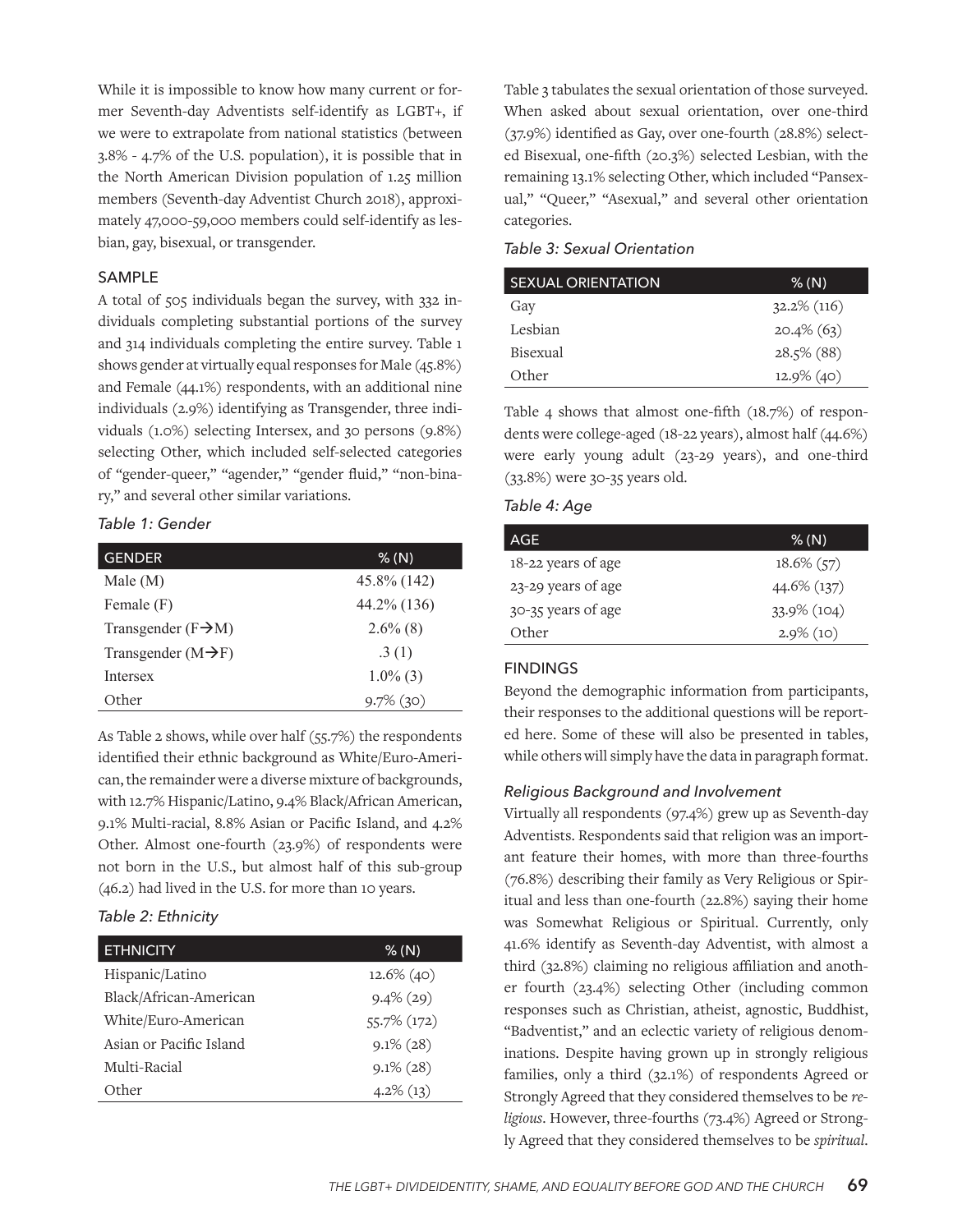While it is impossible to know how many current or former Seventh-day Adventists self-identify as LGBT+, if we were to extrapolate from national statistics (between 3.8% - 4.7% of the U.S. population), it is possible that in the North American Division population of 1.25 million members (Seventh-day Adventist Church 2018), approximately 47,000-59,000 members could self-identify as lesbian, gay, bisexual, or transgender.

## SAMPLE

A total of 505 individuals began the survey, with 332 individuals completing substantial portions of the survey and 314 individuals completing the entire survey. Table 1 shows gender at virtually equal responses for Male (45.8%) and Female (44.1%) respondents, with an additional nine individuals (2.9%) identifying as Transgender, three individuals (1.0%) selecting Intersex, and 30 persons (9.8%) selecting Other, which included self-selected categories of "gender-queer," "agender," "gender fluid," "non-binary," and several other similar variations.

*Table 1: Gender*

| GENDER | % (N) |
|---|---|
| Male (M) | 45.8% (142) |
| Female (F) | 44.2% (136) |
| Transgender (F→M) | 2.6% (8) |
| Transgender (M→F) | .3 (1) |
| Intersex | 1.0% (3) |
| Other | 9.7% (30) |

As Table 2 shows, while over half (55.7%) the respondents identified their ethnic background as White/Euro-American, the remainder were a diverse mixture of backgrounds, with 12.7% Hispanic/Latino, 9.4% Black/African American, 9.1% Multi-racial, 8.8% Asian or Pacific Island, and 4.2% Other. Almost one-fourth (23.9%) of respondents were not born in the U.S., but almost half of this sub-group (46.2) had lived in the U.S. for more than 10 years.

*Table 2: Ethnicity*

| ETHNICITY | % (N) |
|---|---|
| Hispanic/Latino | 12.6% (40) |
| Black/African-American | 9.4% (29) |
| White/Euro-American | 55.7% (172) |
| Asian or Pacific Island | 9.1% (28) |
| Multi-Racial | 9.1% (28) |
| Other | 4.2% (13) |

Table 3 tabulates the sexual orientation of those surveyed. When asked about sexual orientation, over one-third (37.9%) identified as Gay, over one-fourth (28.8%) selected Bisexual, one-fifth (20.3%) selected Lesbian, with the remaining 13.1% selecting Other, which included "Pansexual," "Queer," "Asexual," and several other orientation categories.

*Table 3: Sexual Orientation*

| SEXUAL ORIENTATION | % (N) |
|---|---|
| Gay | 32.2% (116) |
| Lesbian | 20.4% (63) |
| Bisexual | 28.5% (88) |
| Other | 12.9% (40) |

Table 4 shows that almost one-fifth (18.7%) of respondents were college-aged (18-22 years), almost half (44.6%) were early young adult (23-29 years), and one-third (33.8%) were 30-35 years old.

*Table 4: Age*

| AGE | % (N) |
|---|---|
| 18-22 years of age | 18.6% (57) |
| 23-29 years of age | 44.6% (137) |
| 30-35 years of age | 33.9% (104) |
| Other | 2.9% (10) |

## FINDINGS

Beyond the demographic information from participants, their responses to the additional questions will be reported here. Some of these will also be presented in tables, while others will simply have the data in paragraph format.

### *Religious Background and Involvement*

Virtually all respondents (97.4%) grew up as Seventh-day Adventists. Respondents said that religion was an important feature their homes, with more than three-fourths (76.8%) describing their family as Very Religious or Spiritual and less than one-fourth (22.8%) saying their home was Somewhat Religious or Spiritual. Currently, only 41.6% identify as Seventh-day Adventist, with almost a third (32.8%) claiming no religious affiliation and another fourth (23.4%) selecting Other (including common responses such as Christian, atheist, agnostic, Buddhist, "Badventist," and an eclectic variety of religious denominations. Despite having grown up in strongly religious families, only a third (32.1%) of respondents Agreed or Strongly Agreed that they considered themselves to be *religious*. However, three-fourths (73.4%) Agreed or Strongly Agreed that they considered themselves to be *spiritual*.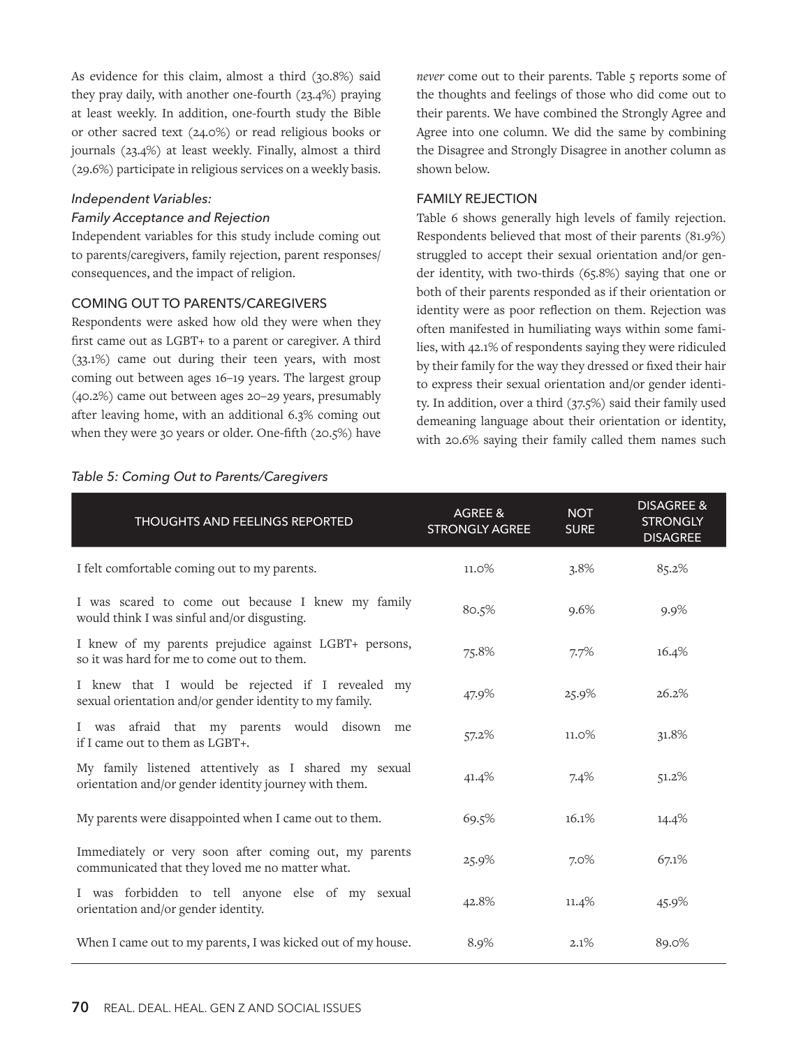As evidence for this claim, almost a third (30.8%) said they pray daily, with another one-fourth (23.4%) praying at least weekly. In addition, one-fourth study the Bible or other sacred text (24.0%) or read religious books or journals (23.4%) at least weekly. Finally, almost a third (29.6%) participate in religious services on a weekly basis.

### *Independent Variables: Family Acceptance and Rejection*

Independent variables for this study include coming out to parents/caregivers, family rejection, parent responses/ consequences, and the impact of religion.

#### COMING OUT TO PARENTS/CAREGIVERS

Respondents were asked how old they were when they first came out as LGBT+ to a parent or caregiver. A third (33.1%) came out during their teen years, with most coming out between ages 16–19 years. The largest group (40.2%) came out between ages 20–29 years, presumably after leaving home, with an additional 6.3% coming out when they were 30 years or older. One-fifth (20.5%) have *never* come out to their parents. Table 5 reports some of the thoughts and feelings of those who did come out to their parents. We have combined the Strongly Agree and Agree into one column. We did the same by combining the Disagree and Strongly Disagree in another column as shown below.

#### FAMILY REJECTION

Table 6 shows generally high levels of family rejection. Respondents believed that most of their parents (81.9%) struggled to accept their sexual orientation and/or gender identity, with two-thirds (65.8%) saying that one or both of their parents responded as if their orientation or identity were as poor reflection on them. Rejection was often manifested in humiliating ways within some families, with 42.1% of respondents saying they were ridiculed by their family for the way they dressed or fixed their hair to express their sexual orientation and/or gender identity. In addition, over a third (37.5%) said their family used demeaning language about their orientation or identity, with 20.6% saying their family called them names such

*Table 5: Coming Out to Parents/Caregivers*

| THOUGHTS AND FEELINGS REPORTED | AGREE & STRONGLY AGREE | NOT SURE | DISAGREE & STRONGLY DISAGREE |
|---|---|---|---|
| I felt comfortable coming out to my parents. | 11.0% | 3.8% | 85.2% |
| I was scared to come out because I knew my family would think I was sinful and/or disgusting. | 80.5% | 9.6% | 9.9% |
| I knew of my parents prejudice against LGBT+ persons, so it was hard for me to come out to them. | 75.8% | 7.7% | 16.4% |
| I knew that I would be rejected if I revealed my sexual orientation and/or gender identity to my family. | 47.9% | 25.9% | 26.2% |
| I was afraid that my parents would disown me if I came out to them as LGBT+. | 57.2% | 11.0% | 31.8% |
| My family listened attentively as I shared my sexual orientation and/or gender identity journey with them. | 41.4% | 7.4% | 51.2% |
| My parents were disappointed when I came out to them. | 69.5% | 16.1% | 14.4% |
| Immediately or very soon after coming out, my parents communicated that they loved me no matter what. | 25.9% | 7.0% | 67.1% |
| I was forbidden to tell anyone else of my sexual orientation and/or gender identity. | 42.8% | 11.4% | 45.9% |
| When I came out to my parents, I was kicked out of my house. | 8.9% | 2.1% | 89.0% |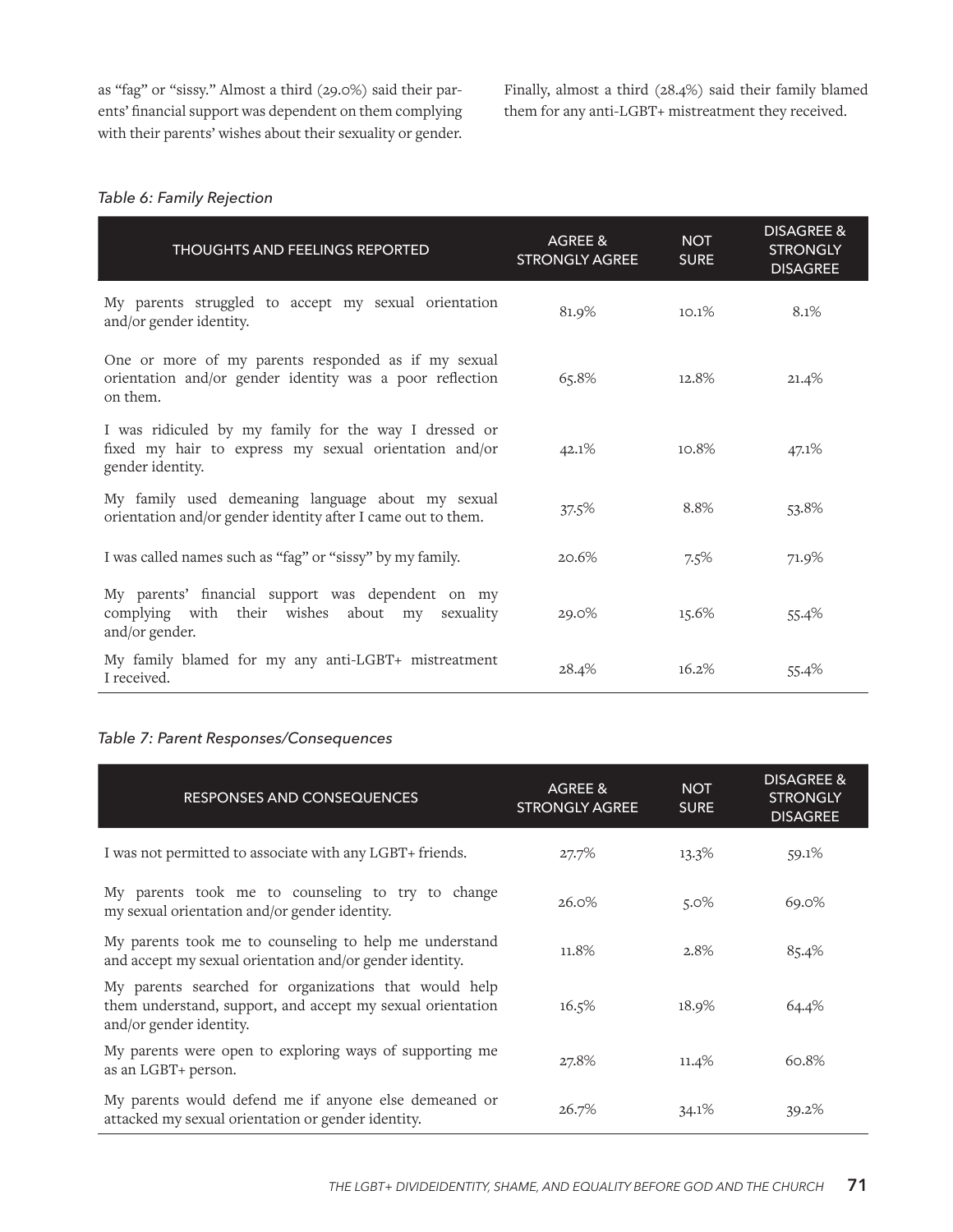as "fag" or "sissy." Almost a third (29.0%) said their parents' financial support was dependent on them complying with their parents' wishes about their sexuality or gender. Finally, almost a third (28.4%) said their family blamed them for any anti-LGBT+ mistreatment they received.

*Table 6: Family Rejection*

| THOUGHTS AND FEELINGS REPORTED | AGREE & STRONGLY AGREE | NOT SURE | DISAGREE & STRONGLY DISAGREE |
|---|---|---|---|
| My parents struggled to accept my sexual orientation and/or gender identity. | 81.9% | 10.1% | 8.1% |
| One or more of my parents responded as if my sexual orientation and/or gender identity was a poor reflection on them. | 65.8% | 12.8% | 21.4% |
| I was ridiculed by my family for the way I dressed or fixed my hair to express my sexual orientation and/or gender identity. | 42.1% | 10.8% | 47.1% |
| My family used demeaning language about my sexual orientation and/or gender identity after I came out to them. | 37.5% | 8.8% | 53.8% |
| I was called names such as "fag" or "sissy" by my family. | 20.6% | 7.5% | 71.9% |
| My parents' financial support was dependent on my complying with their wishes about my sexuality and/or gender. | 29.0% | 15.6% | 55.4% |
| My family blamed for my any anti-LGBT+ mistreatment I received. | 28.4% | 16.2% | 55.4% |

*Table 7: Parent Responses/Consequences*

| RESPONSES AND CONSEQUENCES | AGREE & STRONGLY AGREE | NOT SURE | DISAGREE & STRONGLY DISAGREE |
|---|---|---|---|
| I was not permitted to associate with any LGBT+ friends. | 27.7% | 13.3% | 59.1% |
| My parents took me to counseling to try to change my sexual orientation and/or gender identity. | 26.0% | 5.0% | 69.0% |
| My parents took me to counseling to help me understand and accept my sexual orientation and/or gender identity. | 11.8% | 2.8% | 85.4% |
| My parents searched for organizations that would help them understand, support, and accept my sexual orientation and/or gender identity. | 16.5% | 18.9% | 64.4% |
| My parents were open to exploring ways of supporting me as an LGBT+ person. | 27.8% | 11.4% | 60.8% |
| My parents would defend me if anyone else demeaned or attacked my sexual orientation or gender identity. | 26.7% | 34.1% | 39.2% |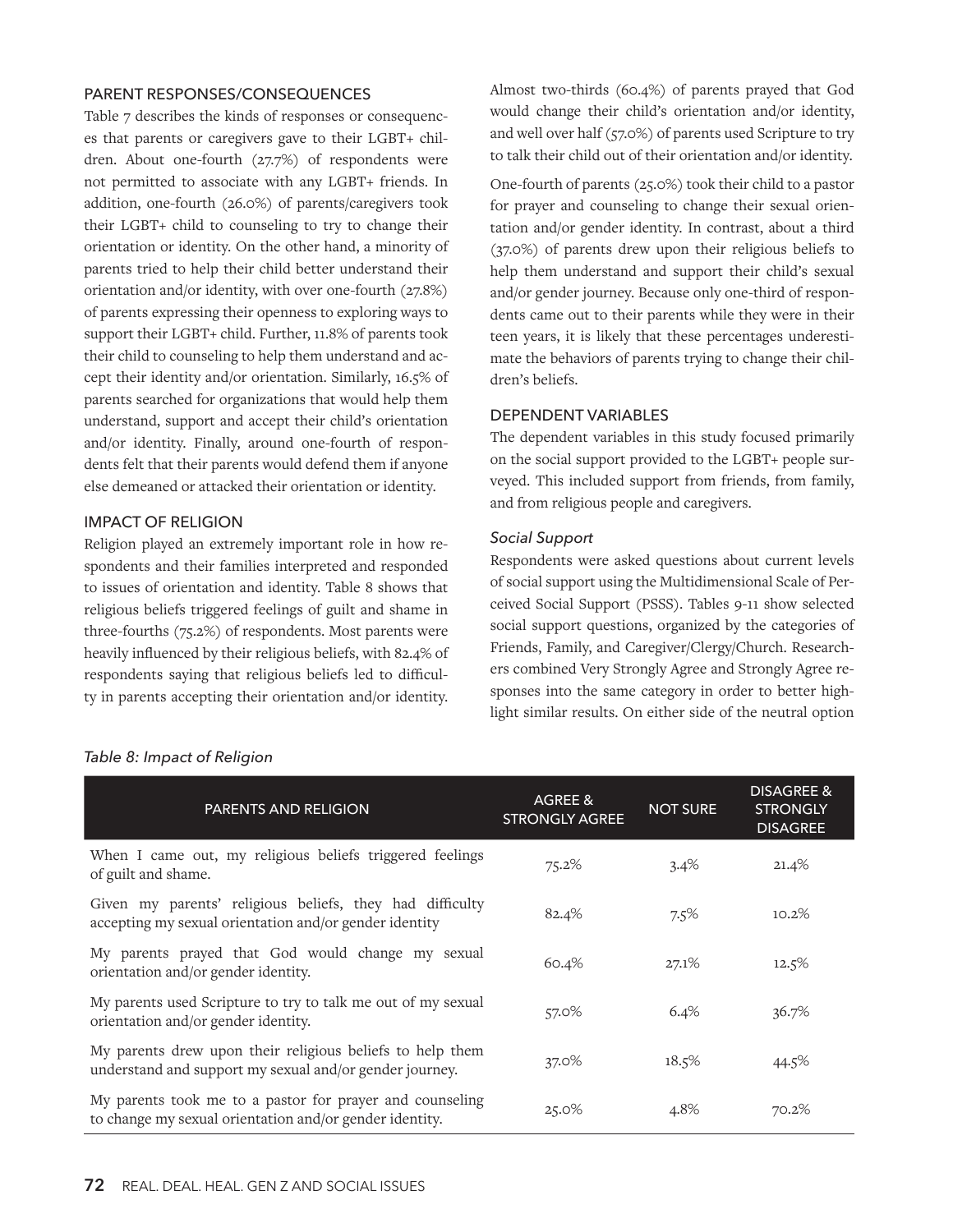### PARENT RESPONSES/CONSEQUENCES

Table 7 describes the kinds of responses or consequences that parents or caregivers gave to their LGBT+ children. About one-fourth (27.7%) of respondents were not permitted to associate with any LGBT+ friends. In addition, one-fourth (26.0%) of parents/caregivers took their LGBT+ child to counseling to try to change their orientation or identity. On the other hand, a minority of parents tried to help their child better understand their orientation and/or identity, with over one-fourth (27.8%) of parents expressing their openness to exploring ways to support their LGBT+ child. Further, 11.8% of parents took their child to counseling to help them understand and accept their identity and/or orientation. Similarly, 16.5% of parents searched for organizations that would help them understand, support and accept their child's orientation and/or identity. Finally, around one-fourth of respondents felt that their parents would defend them if anyone else demeaned or attacked their orientation or identity.

### IMPACT OF RELIGION

Religion played an extremely important role in how respondents and their families interpreted and responded to issues of orientation and identity. Table 8 shows that religious beliefs triggered feelings of guilt and shame in three-fourths (75.2%) of respondents. Most parents were heavily influenced by their religious beliefs, with 82.4% of respondents saying that religious beliefs led to difficulty in parents accepting their orientation and/or identity. Almost two-thirds (60.4%) of parents prayed that God would change their child's orientation and/or identity, and well over half (57.0%) of parents used Scripture to try to talk their child out of their orientation and/or identity.

One-fourth of parents (25.0%) took their child to a pastor for prayer and counseling to change their sexual orientation and/or gender identity. In contrast, about a third (37.0%) of parents drew upon their religious beliefs to help them understand and support their child's sexual and/or gender journey. Because only one-third of respondents came out to their parents while they were in their teen years, it is likely that these percentages underestimate the behaviors of parents trying to change their children's beliefs.

### DEPENDENT VARIABLES

The dependent variables in this study focused primarily on the social support provided to the LGBT+ people surveyed. This included support from friends, from family, and from religious people and caregivers.

#### *Social Support*

Respondents were asked questions about current levels of social support using the Multidimensional Scale of Perceived Social Support (PSSS). Tables 9-11 show selected social support questions, organized by the categories of Friends, Family, and Caregiver/Clergy/Church. Researchers combined Very Strongly Agree and Strongly Agree responses into the same category in order to better highlight similar results. On either side of the neutral option

*Table 8: Impact of Religion*

| PARENTS AND RELIGION | AGREE & STRONGLY AGREE | NOT SURE | DISAGREE & STRONGLY DISAGREE |
|---|---|---|---|
| When I came out, my religious beliefs triggered feelings of guilt and shame. | 75.2% | 3.4% | 21.4% |
| Given my parents' religious beliefs, they had difficulty accepting my sexual orientation and/or gender identity | 82.4% | 7.5% | 10.2% |
| My parents prayed that God would change my sexual orientation and/or gender identity. | 60.4% | 27.1% | 12.5% |
| My parents used Scripture to try to talk me out of my sexual orientation and/or gender identity. | 57.0% | 6.4% | 36.7% |
| My parents drew upon their religious beliefs to help them understand and support my sexual and/or gender journey. | 37.0% | 18.5% | 44.5% |
| My parents took me to a pastor for prayer and counseling to change my sexual orientation and/or gender identity. | 25.0% | 4.8% | 70.2% |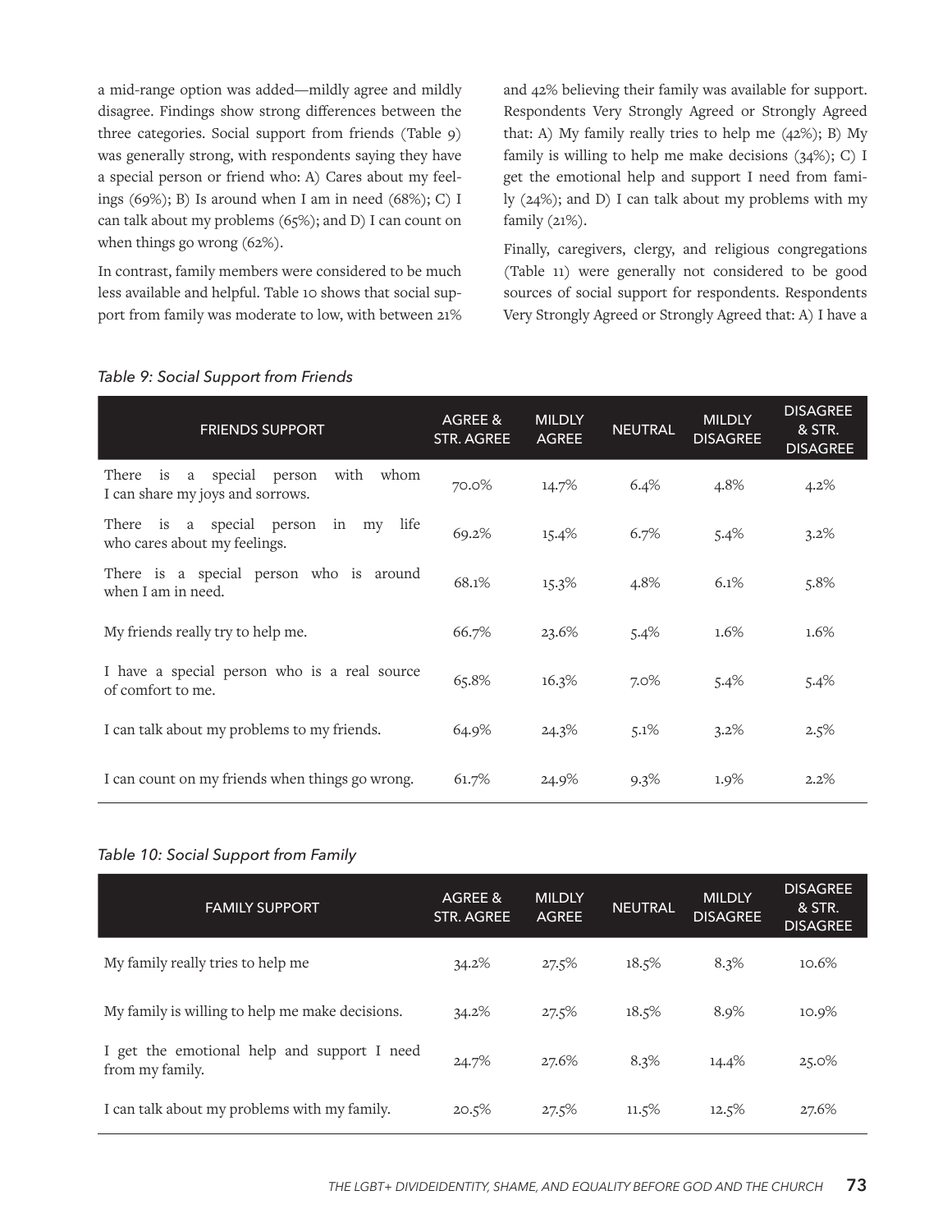a mid-range option was added—mildly agree and mildly disagree. Findings show strong differences between the three categories. Social support from friends (Table 9) was generally strong, with respondents saying they have a special person or friend who: A) Cares about my feelings (69%); B) Is around when I am in need (68%); C) I can talk about my problems (65%); and D) I can count on when things go wrong (62%).

In contrast, family members were considered to be much less available and helpful. Table 10 shows that social support from family was moderate to low, with between 21% and 42% believing their family was available for support. Respondents Very Strongly Agreed or Strongly Agreed that: A) My family really tries to help me (42%); B) My family is willing to help me make decisions (34%); C) I get the emotional help and support I need from family (24%); and D) I can talk about my problems with my family (21%).

Finally, caregivers, clergy, and religious congregations (Table 11) were generally not considered to be good sources of social support for respondents. Respondents Very Strongly Agreed or Strongly Agreed that: A) I have a

*Table 9: Social Support from Friends*

| FRIENDS SUPPORT | AGREE & STR. AGREE | MILDLY AGREE | NEUTRAL | MILDLY DISAGREE | DISAGREE & STR. DISAGREE |
|---|---|---|---|---|---|
| There is a special person with whom I can share my joys and sorrows. | 70.0% | 14.7% | 6.4% | 4.8% | 4.2% |
| There is a special person in my life who cares about my feelings. | 69.2% | 15.4% | 6.7% | 5.4% | 3.2% |
| There is a special person who is around when I am in need. | 68.1% | 15.3% | 4.8% | 6.1% | 5.8% |
| My friends really try to help me. | 66.7% | 23.6% | 5.4% | 1.6% | 1.6% |
| I have a special person who is a real source of comfort to me. | 65.8% | 16.3% | 7.0% | 5.4% | 5.4% |
| I can talk about my problems to my friends. | 64.9% | 24.3% | 5.1% | 3.2% | 2.5% |
| I can count on my friends when things go wrong. | 61.7% | 24.9% | 9.3% | 1.9% | 2.2% |

*Table 10: Social Support from Family*

| FAMILY SUPPORT | AGREE & STR. AGREE | MILDLY AGREE | NEUTRAL | MILDLY DISAGREE | DISAGREE & STR. DISAGREE |
|---|---|---|---|---|---|
| My family really tries to help me | 34.2% | 27.5% | 18.5% | 8.3% | 10.6% |
| My family is willing to help me make decisions. | 34.2% | 27.5% | 18.5% | 8.9% | 10.9% |
| I get the emotional help and support I need from my family. | 24.7% | 27.6% | 8.3% | 14.4% | 25.0% |
| I can talk about my problems with my family. | 20.5% | 27.5% | 11.5% | 12.5% | 27.6% |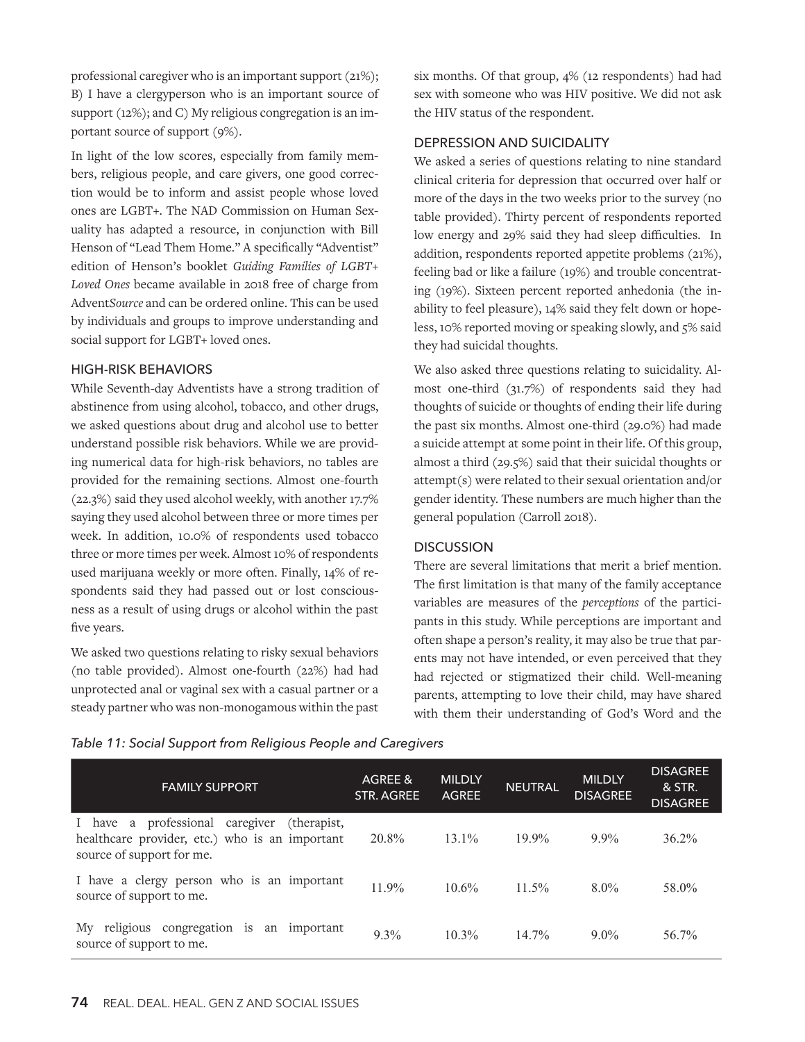professional caregiver who is an important support (21%); B) I have a clergyperson who is an important source of support (12%); and C) My religious congregation is an important source of support (9%).

In light of the low scores, especially from family members, religious people, and care givers, one good correction would be to inform and assist people whose loved ones are LGBT+. The NAD Commission on Human Sexuality has adapted a resource, in conjunction with Bill Henson of "Lead Them Home." A specifically "Adventist" edition of Henson's booklet *Guiding Families of LGBT+ Loved Ones* became available in 2018 free of charge from Advent*Source* and can be ordered online. This can be used by individuals and groups to improve understanding and social support for LGBT+ loved ones.

## HIGH-RISK BEHAVIORS

While Seventh-day Adventists have a strong tradition of abstinence from using alcohol, tobacco, and other drugs, we asked questions about drug and alcohol use to better understand possible risk behaviors. While we are providing numerical data for high-risk behaviors, no tables are provided for the remaining sections. Almost one-fourth (22.3%) said they used alcohol weekly, with another 17.7% saying they used alcohol between three or more times per week. In addition, 10.0% of respondents used tobacco three or more times per week. Almost 10% of respondents used marijuana weekly or more often. Finally, 14% of respondents said they had passed out or lost consciousness as a result of using drugs or alcohol within the past five years.

We asked two questions relating to risky sexual behaviors (no table provided). Almost one-fourth (22%) had had unprotected anal or vaginal sex with a casual partner or a steady partner who was non-monogamous within the past six months. Of that group, 4% (12 respondents) had had sex with someone who was HIV positive. We did not ask the HIV status of the respondent.

## DEPRESSION AND SUICIDALITY

We asked a series of questions relating to nine standard clinical criteria for depression that occurred over half or more of the days in the two weeks prior to the survey (no table provided). Thirty percent of respondents reported low energy and 29% said they had sleep difficulties. In addition, respondents reported appetite problems (21%), feeling bad or like a failure (19%) and trouble concentrating (19%). Sixteen percent reported anhedonia (the inability to feel pleasure), 14% said they felt down or hopeless, 10% reported moving or speaking slowly, and 5% said they had suicidal thoughts.

We also asked three questions relating to suicidality. Almost one-third (31.7%) of respondents said they had thoughts of suicide or thoughts of ending their life during the past six months. Almost one-third (29.0%) had made a suicide attempt at some point in their life. Of this group, almost a third (29.5%) said that their suicidal thoughts or attempt(s) were related to their sexual orientation and/or gender identity. These numbers are much higher than the general population (Carroll 2018).

## DISCUSSION

There are several limitations that merit a brief mention. The first limitation is that many of the family acceptance variables are measures of the *perceptions* of the participants in this study. While perceptions are important and often shape a person's reality, it may also be true that parents may not have intended, or even perceived that they had rejected or stigmatized their child. Well-meaning parents, attempting to love their child, may have shared with them their understanding of God's Word and the

*Table 11: Social Support from Religious People and Caregivers*

| FAMILY SUPPORT | AGREE & STR. AGREE | MILDLY AGREE | NEUTRAL | MILDLY DISAGREE | DISAGREE & STR. DISAGREE |
|---|---|---|---|---|---|
| I have a professional caregiver (therapist, healthcare provider, etc.) who is an important source of support for me. | 20.8% | 13.1% | 19.9% | 9.9% | 36.2% |
| I have a clergy person who is an important source of support to me. | 11.9% | 10.6% | 11.5% | 8.0% | 58.0% |
| My religious congregation is an important source of support to me. | 9.3% | 10.3% | 14.7% | 9.0% | 56.7% |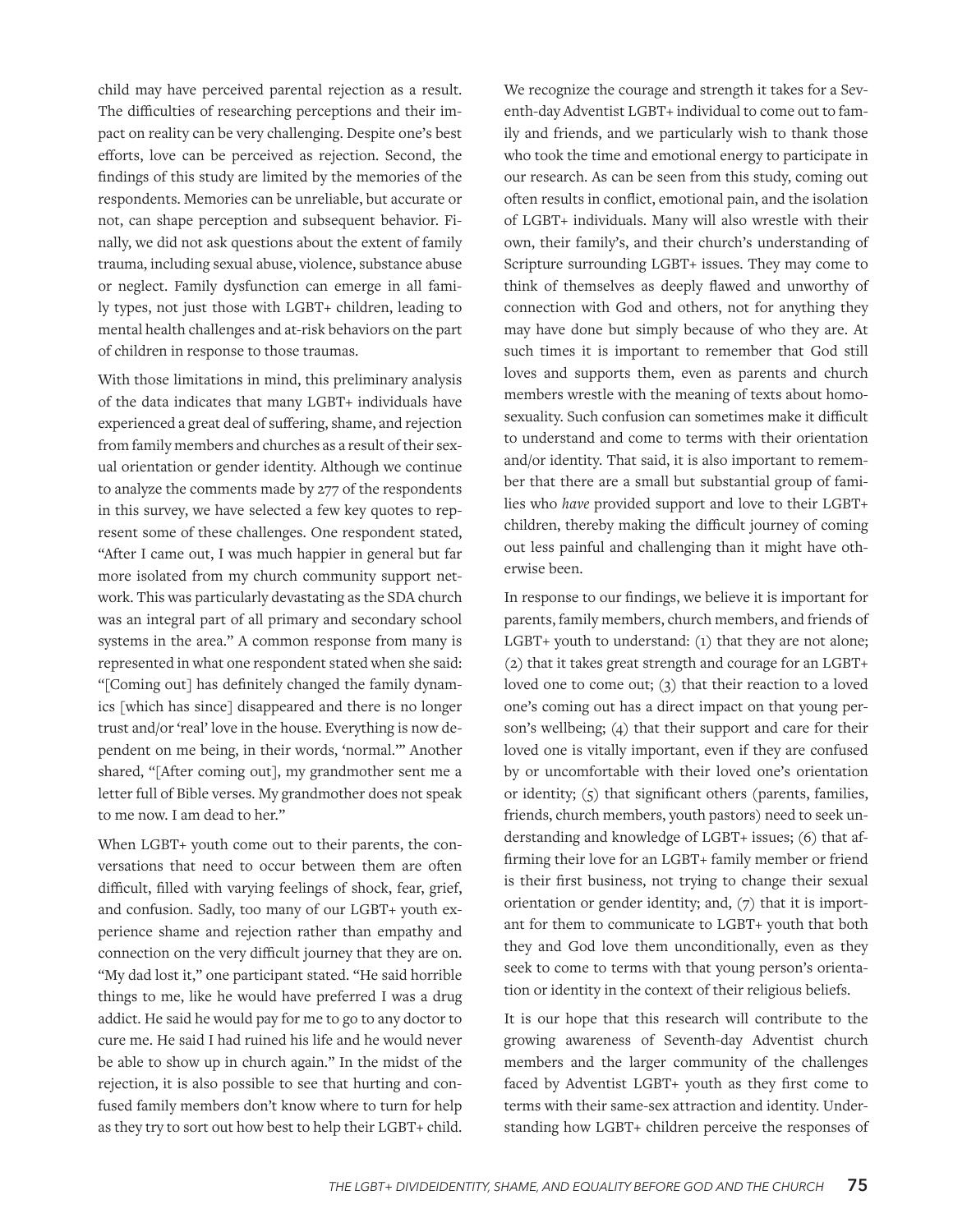child may have perceived parental rejection as a result. The difficulties of researching perceptions and their impact on reality can be very challenging. Despite one's best efforts, love can be perceived as rejection. Second, the findings of this study are limited by the memories of the respondents. Memories can be unreliable, but accurate or not, can shape perception and subsequent behavior. Finally, we did not ask questions about the extent of family trauma, including sexual abuse, violence, substance abuse or neglect. Family dysfunction can emerge in all family types, not just those with LGBT+ children, leading to mental health challenges and at-risk behaviors on the part of children in response to those traumas.

With those limitations in mind, this preliminary analysis of the data indicates that many LGBT+ individuals have experienced a great deal of suffering, shame, and rejection from family members and churches as a result of their sexual orientation or gender identity. Although we continue to analyze the comments made by 277 of the respondents in this survey, we have selected a few key quotes to represent some of these challenges. One respondent stated, "After I came out, I was much happier in general but far more isolated from my church community support network. This was particularly devastating as the SDA church was an integral part of all primary and secondary school systems in the area." A common response from many is represented in what one respondent stated when she said: "[Coming out] has definitely changed the family dynamics [which has since] disappeared and there is no longer trust and/or 'real' love in the house. Everything is now dependent on me being, in their words, 'normal.'" Another shared, "[After coming out], my grandmother sent me a letter full of Bible verses. My grandmother does not speak to me now. I am dead to her."

When LGBT+ youth come out to their parents, the conversations that need to occur between them are often difficult, filled with varying feelings of shock, fear, grief, and confusion. Sadly, too many of our LGBT+ youth experience shame and rejection rather than empathy and connection on the very difficult journey that they are on. "My dad lost it," one participant stated. "He said horrible things to me, like he would have preferred I was a drug addict. He said he would pay for me to go to any doctor to cure me. He said I had ruined his life and he would never be able to show up in church again." In the midst of the rejection, it is also possible to see that hurting and confused family members don't know where to turn for help as they try to sort out how best to help their LGBT+ child.

We recognize the courage and strength it takes for a Seventh-day Adventist LGBT+ individual to come out to family and friends, and we particularly wish to thank those who took the time and emotional energy to participate in our research. As can be seen from this study, coming out often results in conflict, emotional pain, and the isolation of LGBT+ individuals. Many will also wrestle with their own, their family's, and their church's understanding of Scripture surrounding LGBT+ issues. They may come to think of themselves as deeply flawed and unworthy of connection with God and others, not for anything they may have done but simply because of who they are. At such times it is important to remember that God still loves and supports them, even as parents and church members wrestle with the meaning of texts about homosexuality. Such confusion can sometimes make it difficult to understand and come to terms with their orientation and/or identity. That said, it is also important to remember that there are a small but substantial group of families who *have* provided support and love to their LGBT+ children, thereby making the difficult journey of coming out less painful and challenging than it might have otherwise been.

In response to our findings, we believe it is important for parents, family members, church members, and friends of LGBT+ youth to understand: (1) that they are not alone; (2) that it takes great strength and courage for an LGBT+ loved one to come out; (3) that their reaction to a loved one's coming out has a direct impact on that young person's wellbeing; (4) that their support and care for their loved one is vitally important, even if they are confused by or uncomfortable with their loved one's orientation or identity; (5) that significant others (parents, families, friends, church members, youth pastors) need to seek understanding and knowledge of LGBT+ issues; (6) that affirming their love for an LGBT+ family member or friend is their first business, not trying to change their sexual orientation or gender identity; and, (7) that it is important for them to communicate to LGBT+ youth that both they and God love them unconditionally, even as they seek to come to terms with that young person's orientation or identity in the context of their religious beliefs.

It is our hope that this research will contribute to the growing awareness of Seventh-day Adventist church members and the larger community of the challenges faced by Adventist LGBT+ youth as they first come to terms with their same-sex attraction and identity. Understanding how LGBT+ children perceive the responses of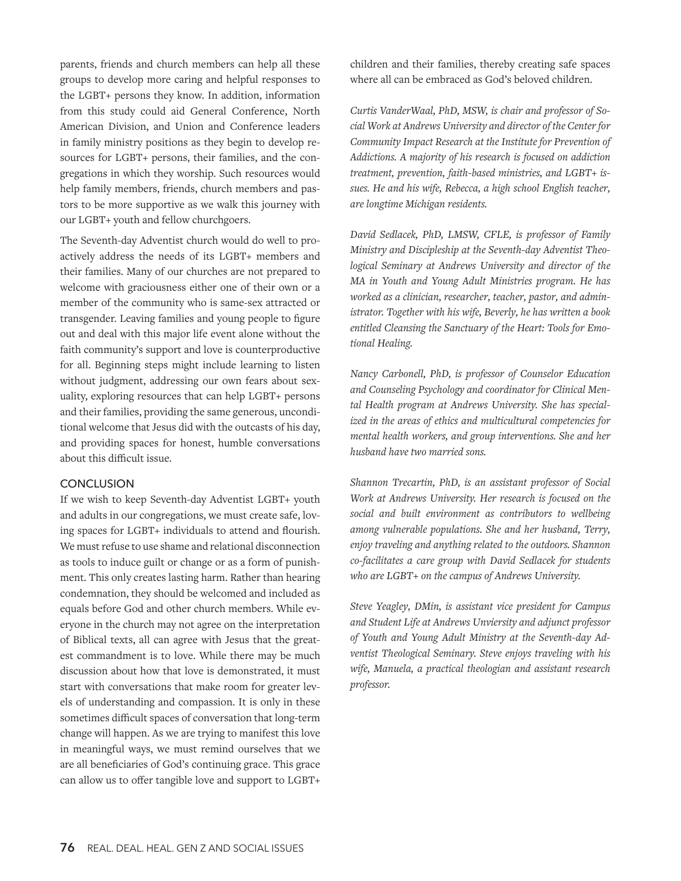parents, friends and church members can help all these groups to develop more caring and helpful responses to the LGBT+ persons they know. In addition, information from this study could aid General Conference, North American Division, and Union and Conference leaders in family ministry positions as they begin to develop resources for LGBT+ persons, their families, and the congregations in which they worship. Such resources would help family members, friends, church members and pastors to be more supportive as we walk this journey with our LGBT+ youth and fellow churchgoers.

The Seventh-day Adventist church would do well to proactively address the needs of its LGBT+ members and their families. Many of our churches are not prepared to welcome with graciousness either one of their own or a member of the community who is same-sex attracted or transgender. Leaving families and young people to figure out and deal with this major life event alone without the faith community's support and love is counterproductive for all. Beginning steps might include learning to listen without judgment, addressing our own fears about sexuality, exploring resources that can help LGBT+ persons and their families, providing the same generous, unconditional welcome that Jesus did with the outcasts of his day, and providing spaces for honest, humble conversations about this difficult issue.

## CONCLUSION

If we wish to keep Seventh-day Adventist LGBT+ youth and adults in our congregations, we must create safe, loving spaces for LGBT+ individuals to attend and flourish. We must refuse to use shame and relational disconnection as tools to induce guilt or change or as a form of punishment. This only creates lasting harm. Rather than hearing condemnation, they should be welcomed and included as equals before God and other church members. While everyone in the church may not agree on the interpretation of Biblical texts, all can agree with Jesus that the greatest commandment is to love. While there may be much discussion about how that love is demonstrated, it must start with conversations that make room for greater levels of understanding and compassion. It is only in these sometimes difficult spaces of conversation that long-term change will happen. As we are trying to manifest this love in meaningful ways, we must remind ourselves that we are all beneficiaries of God's continuing grace. This grace can allow us to offer tangible love and support to LGBT+ children and their families, thereby creating safe spaces where all can be embraced as God's beloved children.

*Curtis VanderWaal, PhD, MSW, is chair and professor of Social Work at Andrews University and director of the Center for Community Impact Research at the Institute for Prevention of Addictions. A majority of his research is focused on addiction treatment, prevention, faith-based ministries, and LGBT+ issues. He and his wife, Rebecca, a high school English teacher, are longtime Michigan residents.*

*David Sedlacek, PhD, LMSW, CFLE, is professor of Family Ministry and Discipleship at the Seventh-day Adventist Theological Seminary at Andrews University and director of the MA in Youth and Young Adult Ministries program. He has worked as a clinician, researcher, teacher, pastor, and administrator. Together with his wife, Beverly, he has written a book entitled Cleansing the Sanctuary of the Heart: Tools for Emotional Healing.*

*Nancy Carbonell, PhD, is professor of Counselor Education and Counseling Psychology and coordinator for Clinical Mental Health program at Andrews University. She has specialized in the areas of ethics and multicultural competencies for mental health workers, and group interventions. She and her husband have two married sons.*

*Shannon Trecartin, PhD, is an assistant professor of Social Work at Andrews University. Her research is focused on the social and built environment as contributors to wellbeing among vulnerable populations. She and her husband, Terry, enjoy traveling and anything related to the outdoors. Shannon co-facilitates a care group with David Sedlacek for students who are LGBT+ on the campus of Andrews University.*

*Steve Yeagley, DMin, is assistant vice president for Campus and Student Life at Andrews Unviersity and adjunct professor of Youth and Young Adult Ministry at the Seventh-day Adventist Theological Seminary. Steve enjoys traveling with his wife, Manuela, a practical theologian and assistant research professor.*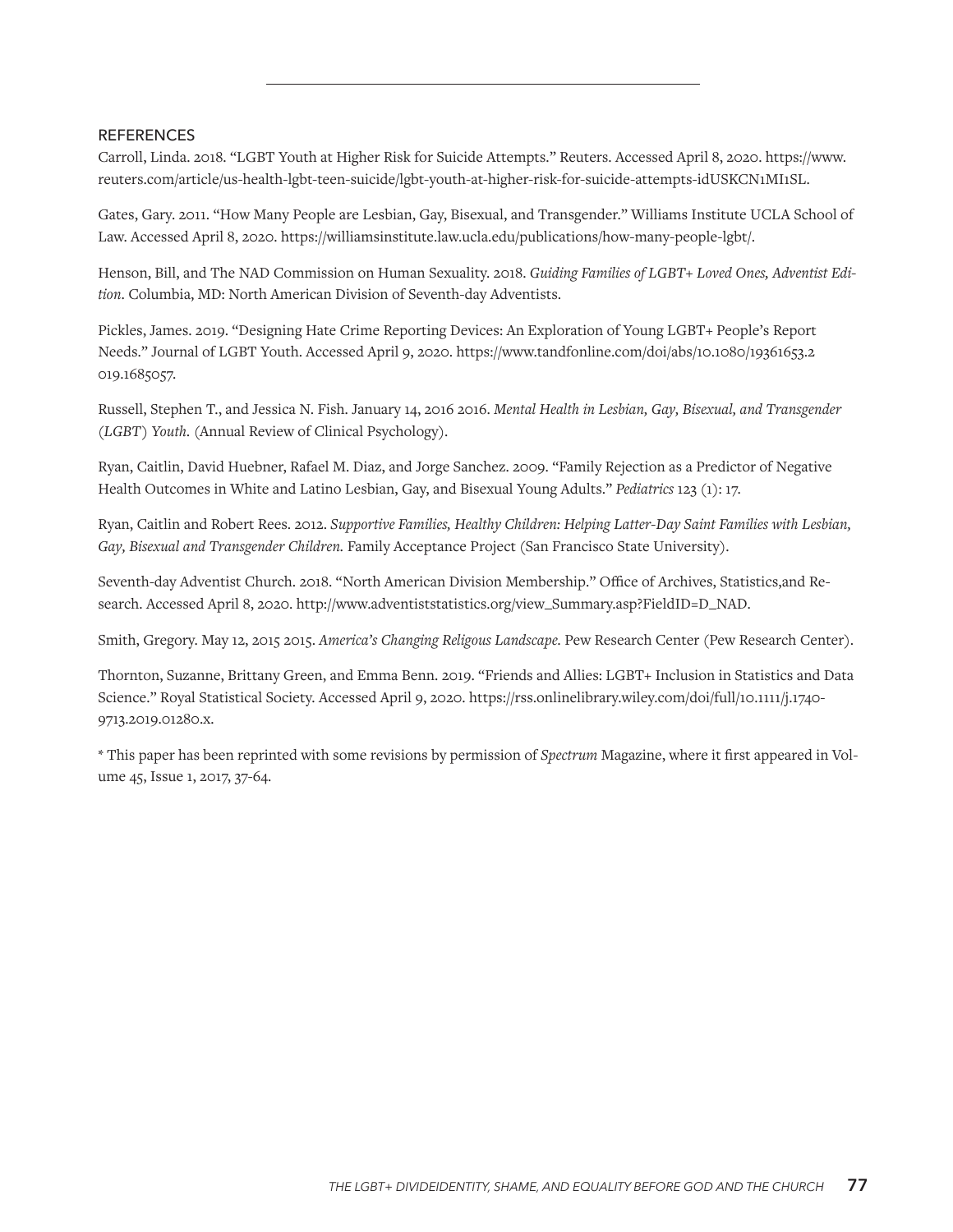## REFERENCES

Carroll, Linda. 2018. "LGBT Youth at Higher Risk for Suicide Attempts." Reuters. Accessed April 8, 2020. https://www.reuters.com/article/us-health-lgbt-teen-suicide/lgbt-youth-at-higher-risk-for-suicide-attempts-idUSKCN1MI1SL.

Gates, Gary. 2011. "How Many People are Lesbian, Gay, Bisexual, and Transgender." Williams Institute UCLA School of Law. Accessed April 8, 2020. https://williamsinstitute.law.ucla.edu/publications/how-many-people-lgbt/.

Henson, Bill, and The NAD Commission on Human Sexuality. 2018. *Guiding Families of LGBT+ Loved Ones, Adventist Edition*. Columbia, MD: North American Division of Seventh-day Adventists.

Pickles, James. 2019. "Designing Hate Crime Reporting Devices: An Exploration of Young LGBT+ People's Report Needs." Journal of LGBT Youth. Accessed April 9, 2020. https://www.tandfonline.com/doi/abs/10.1080/19361653.2019.1685057.

Russell, Stephen T., and Jessica N. Fish. January 14, 2016 2016. *Mental Health in Lesbian, Gay, Bisexual, and Transgender (LGBT) Youth.* (Annual Review of Clinical Psychology).

Ryan, Caitlin, David Huebner, Rafael M. Diaz, and Jorge Sanchez. 2009. "Family Rejection as a Predictor of Negative Health Outcomes in White and Latino Lesbian, Gay, and Bisexual Young Adults." *Pediatrics* 123 (1): 17.

Ryan, Caitlin and Robert Rees. 2012. *Supportive Families, Healthy Children: Helping Latter-Day Saint Families with Lesbian, Gay, Bisexual and Transgender Children.* Family Acceptance Project (San Francisco State University).

Seventh-day Adventist Church. 2018. "North American Division Membership." Office of Archives, Statistics,and Research. Accessed April 8, 2020. http://www.adventiststatistics.org/view_Summary.asp?FieldID=D_NAD.

Smith, Gregory. May 12, 2015 2015. *America's Changing Religous Landscape*. Pew Research Center (Pew Research Center).

Thornton, Suzanne, Brittany Green, and Emma Benn. 2019. "Friends and Allies: LGBT+ Inclusion in Statistics and Data Science." Royal Statistical Society. Accessed April 9, 2020. https://rss.onlinelibrary.wiley.com/doi/full/10.1111/j.1740-9713.2019.01280.x.

* This paper has been reprinted with some revisions by permission of *Spectrum* Magazine, where it first appeared in Volume 45, Issue 1, 2017, 37-64.